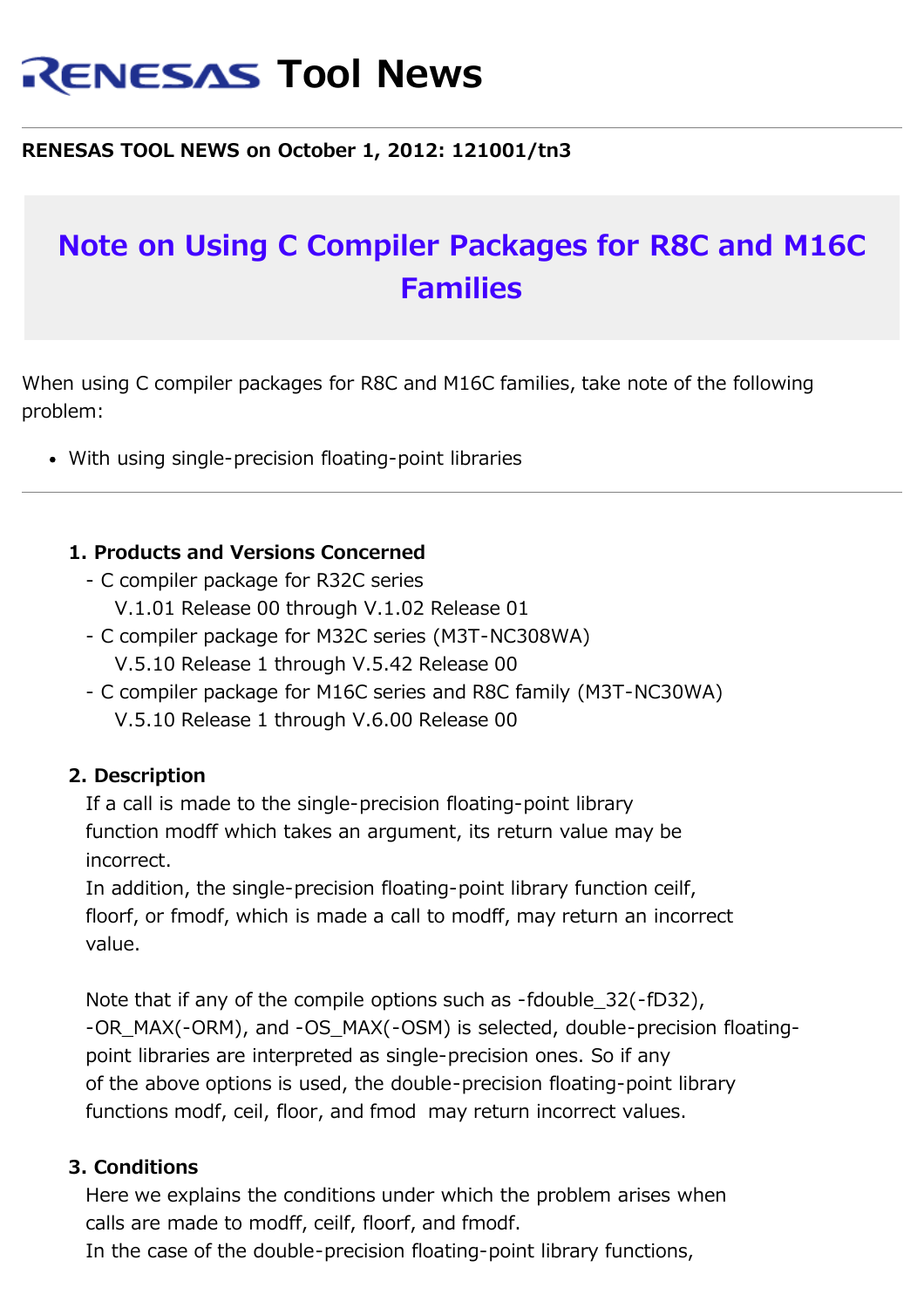# RENESAS Tool News

**RENESAS TOOL NEWS on October 1, 2012: 121001/tn3**

## Note on Using C Compiler Packages for R8C and M16C Families

When using C compiler packages for R8C and M16C families, take note of the following problem:

- With using single-precision floating-point libraries

---

### 1. Products and Versions Concerned

- C compiler package for R32C series
  V.1.01 Release 00 through V.1.02 Release 01
- C compiler package for M32C series (M3T-NC308WA)
  V.5.10 Release 1 through V.5.42 Release 00
- C compiler package for M16C series and R8C family (M3T-NC30WA)
  V.5.10 Release 1 through V.6.00 Release 00

### 2. Description

If a call is made to the single-precision floating-point library function modff which takes an argument, its return value may be incorrect.
In addition, the single-precision floating-point library function ceilf, floorf, or fmodf, which is made a call to modff, may return an incorrect value.

Note that if any of the compile options such as -fdouble_32(-fD32), -OR_MAX(-ORM), and -OS_MAX(-OSM) is selected, double-precision floating-point libraries are interpreted as single-precision ones. So if any of the above options is used, the double-precision floating-point library functions modf, ceil, floor, and fmod may return incorrect values.

### 3. Conditions

Here we explains the conditions under which the problem arises when calls are made to modff, ceilf, floorf, and fmodf.
In the case of the double-precision floating-point library functions,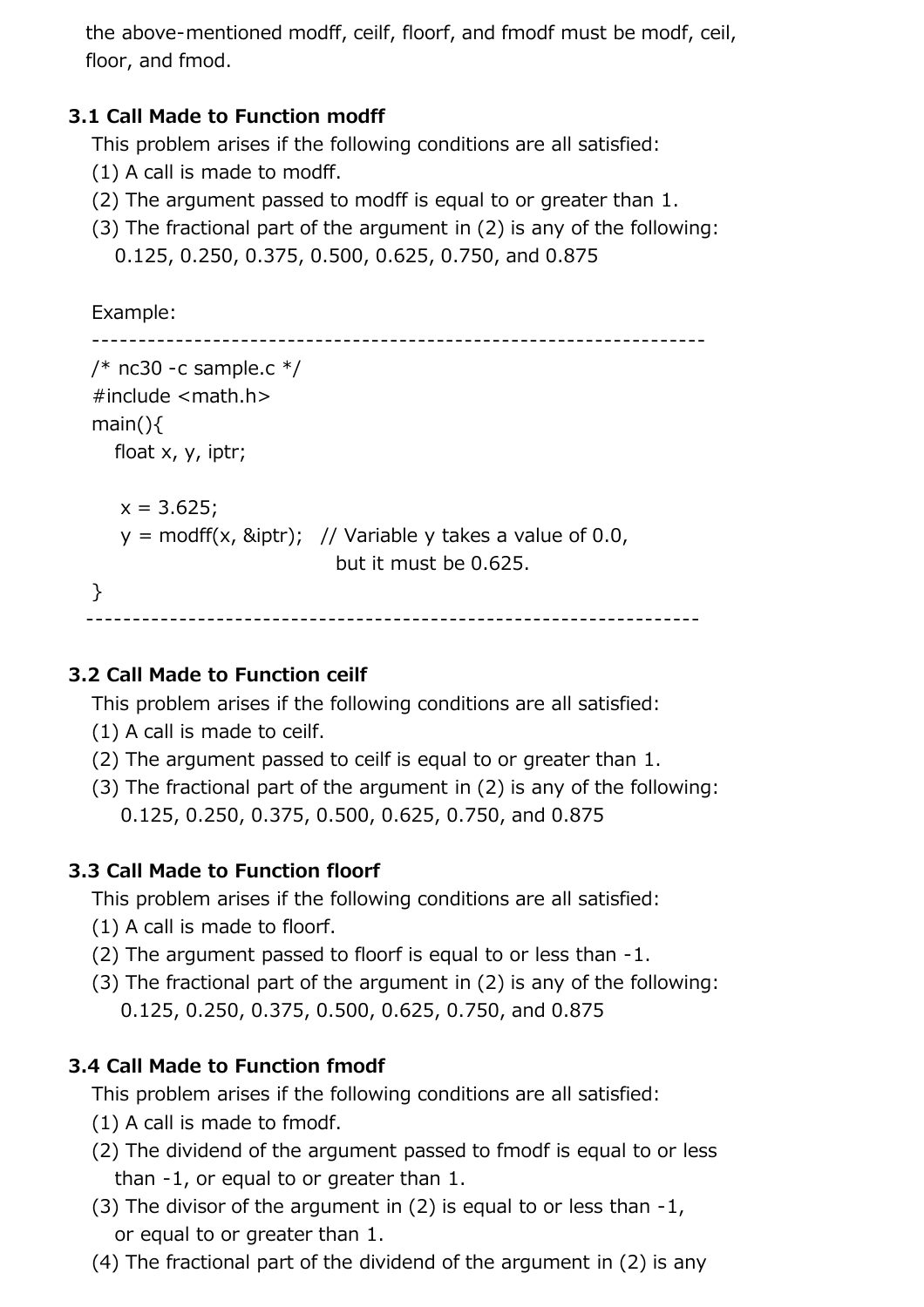the above-mentioned modff, ceilf, floorf, and fmodf must be modf, ceil, floor, and fmod.

### 3.1 Call Made to Function modff

This problem arises if the following conditions are all satisfied:

(1) A call is made to modff.
(2) The argument passed to modff is equal to or greater than 1.
(3) The fractional part of the argument in (2) is any of the following:
    0.125, 0.250, 0.375, 0.500, 0.625, 0.750, and 0.875

Example:

```
----------------------------------------------------------------
/* nc30 -c sample.c */
#include <math.h>
main(){
    float x, y, iptr;

    x = 3.625;
    y = modff(x, &iptr);   // Variable y takes a value of 0.0,
                              but it must be 0.625.
}
----------------------------------------------------------------
```

### 3.2 Call Made to Function ceilf

This problem arises if the following conditions are all satisfied:

(1) A call is made to ceilf.
(2) The argument passed to ceilf is equal to or greater than 1.
(3) The fractional part of the argument in (2) is any of the following:
    0.125, 0.250, 0.375, 0.500, 0.625, 0.750, and 0.875

### 3.3 Call Made to Function floorf

This problem arises if the following conditions are all satisfied:

(1) A call is made to floorf.
(2) The argument passed to floorf is equal to or less than -1.
(3) The fractional part of the argument in (2) is any of the following:
    0.125, 0.250, 0.375, 0.500, 0.625, 0.750, and 0.875

### 3.4 Call Made to Function fmodf

This problem arises if the following conditions are all satisfied:

(1) A call is made to fmodf.
(2) The dividend of the argument passed to fmodf is equal to or less than -1, or equal to or greater than 1.
(3) The divisor of the argument in (2) is equal to or less than -1, or equal to or greater than 1.
(4) The fractional part of the dividend of the argument in (2) is any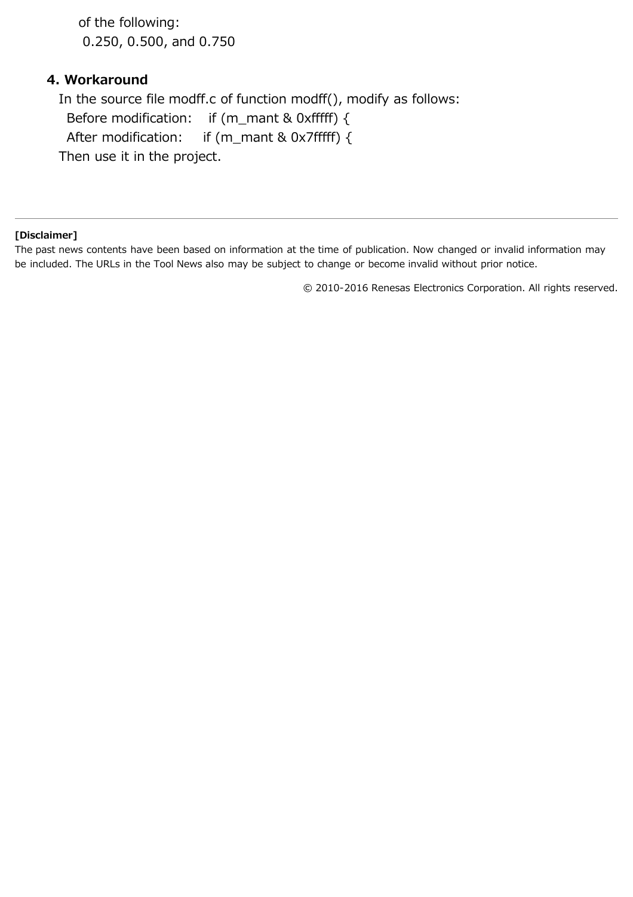of the following:
0.250, 0.500, and 0.750

## 4. Workaround

In the source file modff.c of function modff(), modify as follows:

Before modification: `if (m_mant & 0xfffff) {`

After modification: `if (m_mant & 0x7fffff) {`

Then use it in the project.

---

**[Disclaimer]**

The past news contents have been based on information at the time of publication. Now changed or invalid information may be included. The URLs in the Tool News also may be subject to change or become invalid without prior notice.

© 2010-2016 Renesas Electronics Corporation. All rights reserved.